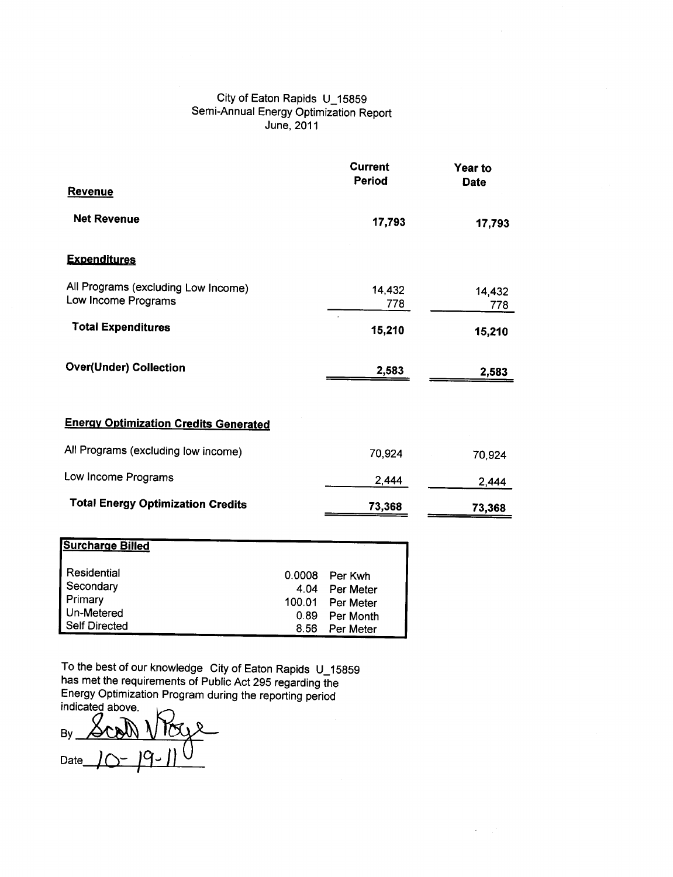City of Eaton Rapids U_15859
Semi-Annual Energy Optimization Report
June, 2011

| | Current Period | Year to Date |
|---|---|---|
| **Revenue** | | |
| **Net Revenue** | **17,793** | **17,793** |
| **Expenditures** | | |
| All Programs (excluding Low Income) | 14,432 | 14,432 |
| Low Income Programs | 778 | 778 |
| **Total Expenditures** | **15,210** | **15,210** |
| **Over(Under) Collection** | **2,583** | **2,583** |
| **Energy Optimization Credits Generated** | | |
| All Programs (excluding low income) | 70,924 | 70,924 |
| Low Income Programs | 2,444 | 2,444 |
| **Total Energy Optimization Credits** | **73,368** | **73,368** |

| **Surcharge Billed** | | |
|---|---|---|
| Residential | 0.0008 | Per Kwh |
| Secondary | 4.04 | Per Meter |
| Primary | 100.01 | Per Meter |
| Un-Metered | 0.89 | Per Month |
| Self Directed | 8.56 | Per Meter |

To the best of our knowledge City of Eaton Rapids U_15859 has met the requirements of Public Act 295 regarding the Energy Optimization Program during the reporting period indicated above.

By Scott N Rouse

Date 10-19-11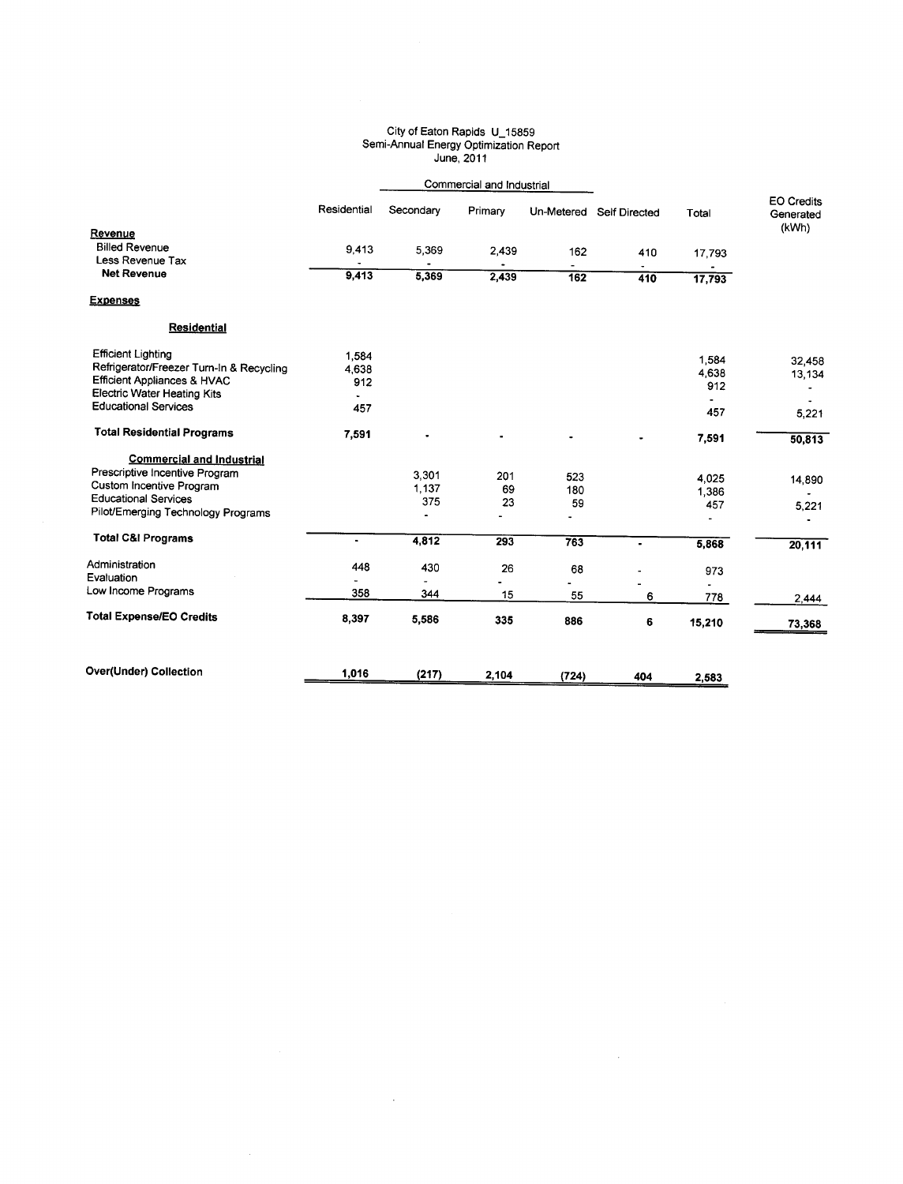City of Eaton Rapids U_15859
Semi-Annual Energy Optimization Report
June, 2011

| | Residential | Commercial and Industrial | | | | Total | EO Credits Generated (kWh) |
|---|---|---|---|---|---|---|---|
| | | Secondary | Primary | Un-Metered | Self Directed | | |
| **Revenue** | | | | | | | |
| Billed Revenue | 9,413 | 5,369 | 2,439 | 162 | 410 | 17,793 | |
| Less Revenue Tax | - | - | - | - | - | - | |
| **Net Revenue** | 9,413 | 5,369 | 2,439 | 162 | 410 | 17,793 | |
| **Expenses** | | | | | | | |
| **Residential** | | | | | | | |
| Efficient Lighting | 1,584 | | | | | 1,584 | 32,458 |
| Refrigerator/Freezer Turn-In & Recycling | 4,638 | | | | | 4,638 | 13,134 |
| Efficient Appliances & HVAC | 912 | | | | | 912 | - |
| Electric Water Heating Kits | - | | | | | - | - |
| Educational Services | 457 | | | | | 457 | 5,221 |
| **Total Residential Programs** | 7,591 | - | - | - | - | 7,591 | 50,813 |
| **Commercial and Industrial** | | | | | | | |
| Prescriptive Incentive Program | | 3,301 | 201 | 523 | | 4,025 | 14,890 |
| Custom Incentive Program | | 1,137 | 69 | 180 | | 1,386 | - |
| Educational Services | | 375 | 23 | 59 | | 457 | 5,221 |
| Pilot/Emerging Technology Programs | | - | - | - | | - | - |
| **Total C&I Programs** | - | 4,812 | 293 | 763 | - | 5,868 | 20,111 |
| Administration | 448 | 430 | 26 | 68 | - | 973 | |
| Evaluation | - | - | - | - | - | - | |
| Low Income Programs | 358 | 344 | 15 | 55 | 6 | 778 | 2,444 |
| **Total Expense/EO Credits** | 8,397 | 5,586 | 335 | 886 | 6 | 15,210 | 73,368 |
| **Over(Under) Collection** | 1,016 | (217) | 2,104 | (724) | 404 | 2,583 | |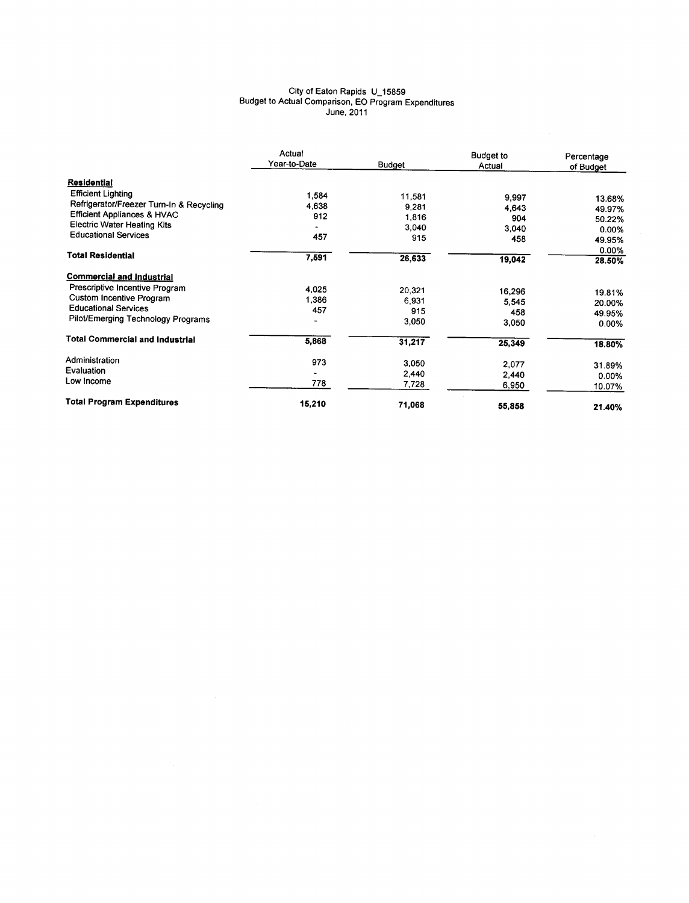City of Eaton Rapids U_15859
Budget to Actual Comparison, EO Program Expenditures
June, 2011

| | Actual Year-to-Date | Budget | Budget to Actual | Percentage of Budget |
|---|---|---|---|---|
| **Residential** | | | | |
| Efficient Lighting | 1,584 | 11,581 | 9,997 | 13.68% |
| Refrigerator/Freezer Turn-In & Recycling | 4,638 | 9,281 | 4,643 | 49.97% |
| Efficient Appliances & HVAC | 912 | 1,816 | 904 | 50.22% |
| Electric Water Heating Kits | - | 3,040 | 3,040 | 0.00% |
| Educational Services | 457 | 915 | 458 | 49.95% |
| | | | | 0.00% |
| **Total Residential** | **7,591** | **26,633** | **19,042** | **28.50%** |
| **Commercial and Industrial** | | | | |
| Prescriptive Incentive Program | 4,025 | 20,321 | 16,296 | 19.81% |
| Custom Incentive Program | 1,386 | 6,931 | 5,545 | 20.00% |
| Educational Services | 457 | 915 | 458 | 49.95% |
| Pilot/Emerging Technology Programs | - | 3,050 | 3,050 | 0.00% |
| **Total Commercial and Industrial** | **5,868** | **31,217** | **25,349** | **18.80%** |
| Administration | 973 | 3,050 | 2,077 | 31.89% |
| Evaluation | - | 2,440 | 2,440 | 0.00% |
| Low Income | 778 | 7,728 | 6,950 | 10.07% |
| **Total Program Expenditures** | **15,210** | **71,068** | **55,858** | **21.40%** |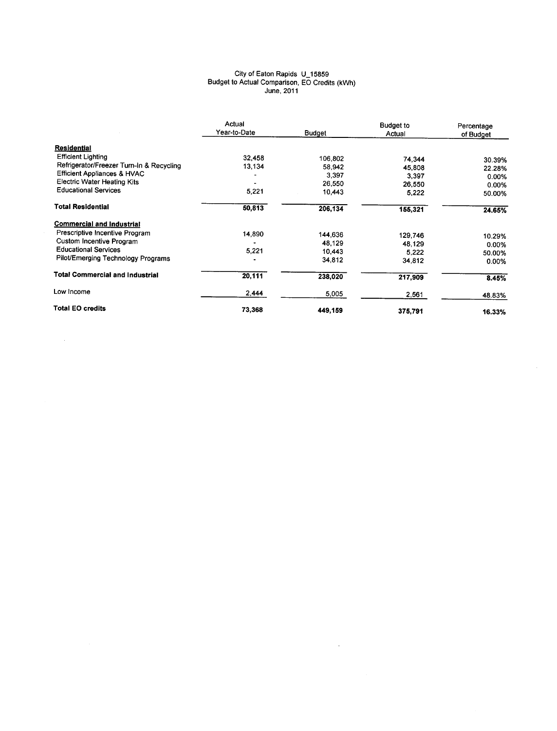City of Eaton Rapids U_15859
Budget to Actual Comparison, EO Credits (kWh)
June, 2011

| | Actual Year-to-Date | Budget | Budget to Actual | Percentage of Budget |
|---|---|---|---|---|
| **Residential** | | | | |
| Efficient Lighting | 32,458 | 106,802 | 74,344 | 30.39% |
| Refrigerator/Freezer Turn-In & Recycling | 13,134 | 58,942 | 45,808 | 22.28% |
| Efficient Appliances & HVAC | - | 3,397 | 3,397 | 0.00% |
| Electric Water Heating Kits | - | 26,550 | 26,550 | 0.00% |
| Educational Services | 5,221 | 10,443 | 5,222 | 50.00% |
| **Total Residential** | **50,813** | **206,134** | **155,321** | **24.65%** |
| **Commercial and Industrial** | | | | |
| Prescriptive Incentive Program | 14,890 | 144,636 | 129,746 | 10.29% |
| Custom Incentive Program | - | 48,129 | 48,129 | 0.00% |
| Educational Services | 5,221 | 10,443 | 5,222 | 50.00% |
| Pilot/Emerging Technology Programs | - | 34,812 | 34,812 | 0.00% |
| **Total Commercial and Industrial** | **20,111** | **238,020** | **217,909** | **8.45%** |
| Low Income | 2,444 | 5,005 | 2,561 | 48.83% |
| **Total EO credits** | **73,368** | **449,159** | **375,791** | **16.33%** |